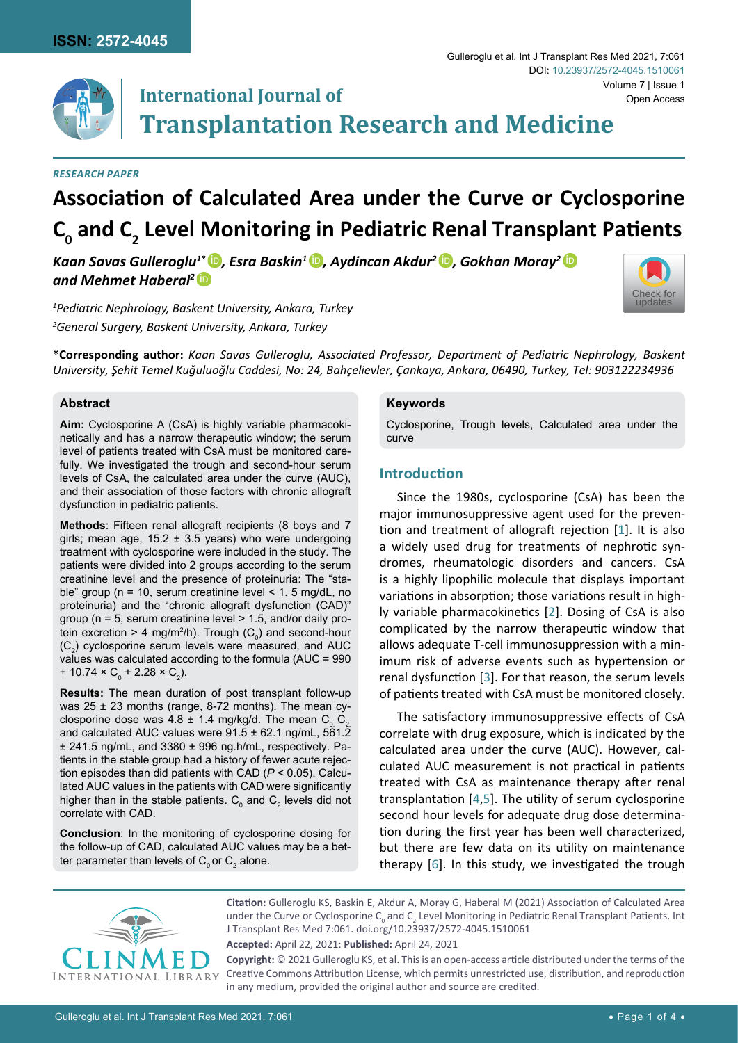RESEARCH PAPER

# Association of Calculated Area under the Curve or Cyclosporine $C_0$ and $C_2$ Level Monitoring in Pediatric Renal Transplant Patients

***Kaan Savas Gulleroglu[1*], Esra Baskin[1], Aydincan Akdur[2], Gokhan Moray[2] and Mehmet Haberal[2]***

*[1]Pediatric Nephrology, Baskent University, Ankara, Turkey*
*[2]General Surgery, Baskent University, Ankara, Turkey*

**\*Corresponding author:** *Kaan Savas Gulleroglu, Associated Professor, Department of Pediatric Nephrology, Baskent University, Şehit Temel Kuğuluoğlu Caddesi, No: 24, Bahçelievler, Çankaya, Ankara, 06490, Turkey, Tel: 903122234936*

## Abstract

**Aim:** Cyclosporine A (CsA) is highly variable pharmacokinetically and has a narrow therapeutic window; the serum level of patients treated with CsA must be monitored carefully. We investigated the trough and second-hour serum levels of CsA, the calculated area under the curve (AUC), and their association of those factors with chronic allograft dysfunction in pediatric patients.

**Methods**: Fifteen renal allograft recipients (8 boys and 7 girls; mean age, 15.2 ± 3.5 years) who were undergoing treatment with cyclosporine were included in the study. The patients were divided into 2 groups according to the serum creatinine level and the presence of proteinuria: The "stable" group (n = 10, serum creatinine level < 1. 5 mg/dL, no proteinuria) and the "chronic allograft dysfunction (CAD)" group (n = 5, serum creatinine level > 1.5, and/or daily protein excretion > 4 mg/m$^2$/h). Trough ($C_0$) and second-hour ($C_2$) cyclosporine serum levels were measured, and AUC values was calculated according to the formula (AUC = 990 + 10.74 × $C_0$ + 2.28 × $C_2$).

**Results:** The mean duration of post transplant follow-up was 25 ± 23 months (range, 8-72 months). The mean cyclosporine dose was 4.8 ± 1.4 mg/kg/d. The mean $C_0$, $C_2$ and calculated AUC values were 91.5 ± 62.1 ng/mL, 561.2 ± 241.5 ng/mL, and 3380 ± 996 ng.h/mL, respectively. Patients in the stable group had a history of fewer acute rejection episodes than did patients with CAD ($P < 0.05$). Calculated AUC values in the patients with CAD were significantly higher than in the stable patients. $C_0$ and $C_2$ levels did not correlate with CAD.

**Conclusion**: In the monitoring of cyclosporine dosing for the follow-up of CAD, calculated AUC values may be a better parameter than levels of $C_0$ or $C_2$ alone.

## Keywords

Cyclosporine, Trough levels, Calculated area under the curve

## Introduction

Since the 1980s, cyclosporine (CsA) has been the major immunosuppressive agent used for the prevention and treatment of allograft rejection [1]. It is also a widely used drug for treatments of nephrotic syndromes, rheumatologic disorders and cancers. CsA is a highly lipophilic molecule that displays important variations in absorption; those variations result in highly variable pharmacokinetics [2]. Dosing of CsA is also complicated by the narrow therapeutic window that allows adequate T-cell immunosuppression with a minimum risk of adverse events such as hypertension or renal dysfunction [3]. For that reason, the serum levels of patients treated with CsA must be monitored closely.

The satisfactory immunosuppressive effects of CsA correlate with drug exposure, which is indicated by the calculated area under the curve (AUC). However, calculated AUC measurement is not practical in patients treated with CsA as maintenance therapy after renal transplantation [4,5]. The utility of serum cyclosporine second hour levels for adequate drug dose determination during the first year has been well characterized, but there are few data on its utility on maintenance therapy [6]. In this study, we investigated the trough

**Citation:** Gulleroglu KS, Baskin E, Akdur A, Moray G, Haberal M (2021) Association of Calculated Area under the Curve or Cyclosporine $C_0$ and $C_2$ Level Monitoring in Pediatric Renal Transplant Patients. Int J Transplant Res Med 7:061. doi.org/10.23937/2572-4045.1510061

**Accepted:** April 22, 2021: **Published:** April 24, 2021

**Copyright:** © 2021 Gulleroglu KS, et al. This is an open-access article distributed under the terms of the Creative Commons Attribution License, which permits unrestricted use, distribution, and reproduction in any medium, provided the original author and source are credited.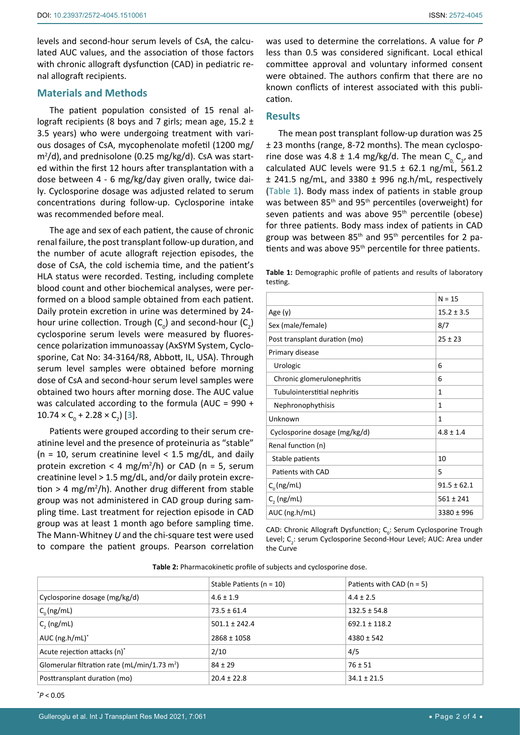levels and second-hour serum levels of CsA, the calculated AUC values, and the association of those factors with chronic allograft dysfunction (CAD) in pediatric renal allograft recipients.

## Materials and Methods

The patient population consisted of 15 renal allograft recipients (8 boys and 7 girls; mean age, 15.2 ± 3.5 years) who were undergoing treatment with various dosages of CsA, mycophenolate mofetil (1200 mg/$m^2$/d), and prednisolone (0.25 mg/kg/d). CsA was started within the first 12 hours after transplantation with a dose between 4 - 6 mg/kg/day given orally, twice daily. Cyclosporine dosage was adjusted related to serum concentrations during follow-up. Cyclosporine intake was recommended before meal.

The age and sex of each patient, the cause of chronic renal failure, the post transplant follow-up duration, and the number of acute allograft rejection episodes, the dose of CsA, the cold ischemia time, and the patient's HLA status were recorded. Testing, including complete blood count and other biochemical analyses, were performed on a blood sample obtained from each patient. Daily protein excretion in urine was determined by 24-hour urine collection. Trough ($C_0$) and second-hour ($C_2$) cyclosporine serum levels were measured by fluorescence polarization immunoassay (AxSYM System, Cyclosporine, Cat No: 34-3164/R8, Abbott, IL, USA). Through serum level samples were obtained before morning dose of CsA and second-hour serum level samples were obtained two hours after morning dose. The AUC value was calculated according to the formula (AUC = $990 + 10.74 \times C_0 + 2.28 \times C_2$) [3].

Patients were grouped according to their serum creatinine level and the presence of proteinuria as "stable" (n = 10, serum creatinine level < 1.5 mg/dL, and daily protein excretion < 4 mg/$m^2$/h) or CAD (n = 5, serum creatinine level > 1.5 mg/dL, and/or daily protein excretion > 4 mg/$m^2$/h). Another drug different from stable group was not administered in CAD group during sampling time. Last treatment for rejection episode in CAD group was at least 1 month ago before sampling time. The Mann-Whitney *U* and the chi-square test were used to compare the patient groups. Pearson correlation was used to determine the correlations. A value for *P* less than 0.5 was considered significant. Local ethical committee approval and voluntary informed consent were obtained. The authors confirm that there are no known conflicts of interest associated with this publication.

## Results

The mean post transplant follow-up duration was 25 ± 23 months (range, 8-72 months). The mean cyclosporine dose was 4.8 ± 1.4 mg/kg/d. The mean $C_0$, $C_2$, and calculated AUC levels were 91.5 ± 62.1 ng/mL, 561.2 ± 241.5 ng/mL, and 3380 ± 996 ng.h/mL, respectively (Table 1). Body mass index of patients in stable group was between 85th and 95th percentiles (overweight) for seven patients and was above 95th percentile (obese) for three patients. Body mass index of patients in CAD group was between 85th and 95th percentiles for 2 patients and was above 95th percentile for three patients.

**Table 1:** Demographic profile of patients and results of laboratory testing.

| | N = 15 |
|---|---|
| Age (y) | 15.2 ± 3.5 |
| Sex (male/female) | 8/7 |
| Post transplant duration (mo) | 25 ± 23 |
| Primary disease | |
| Urologic | 6 |
| Chronic glomerulonephritis | 6 |
| Tubulointerstitial nephritis | 1 |
| Nephronophythisis | 1 |
| Unknown | 1 |
| Cyclosporine dosage (mg/kg/d) | 4.8 ± 1.4 |
| Renal function (n) | |
| Stable patients | 10 |
| Patients with CAD | 5 |
| $C_0$ (ng/mL) | 91.5 ± 62.1 |
| $C_2$ (ng/mL) | 561 ± 241 |
| AUC (ng.h/mL) | 3380 ± 996 |

CAD: Chronic Allograft Dysfunction; $C_0$: Serum Cyclosporine Trough Level; $C_2$: serum Cyclosporine Second-Hour Level; AUC: Area under the Curve

**Table 2:** Pharmacokinetic profile of subjects and cyclosporine dose.

| | Stable Patients (n = 10) | Patients with CAD (n = 5) |
|---|---|---|
| Cyclosporine dosage (mg/kg/d) | 4.6 ± 1.9 | 4.4 ± 2.5 |
| $C_0$ (ng/mL) | 73.5 ± 61.4 | 132.5 ± 54.8 |
| $C_2$ (ng/mL) | 501.1 ± 242.4 | 692.1 ± 118.2 |
| AUC (ng.h/mL)* | 2868 ± 1058 | 4380 ± 542 |
| Acute rejection attacks (n)* | 2/10 | 4/5 |
| Glomerular filtration rate (mL/min/1.73 $m^2$) | 84 ± 29 | 76 ± 51 |
| Posttransplant duration (mo) | 20.4 ± 22.8 | 34.1 ± 21.5 |

*$P < 0.05$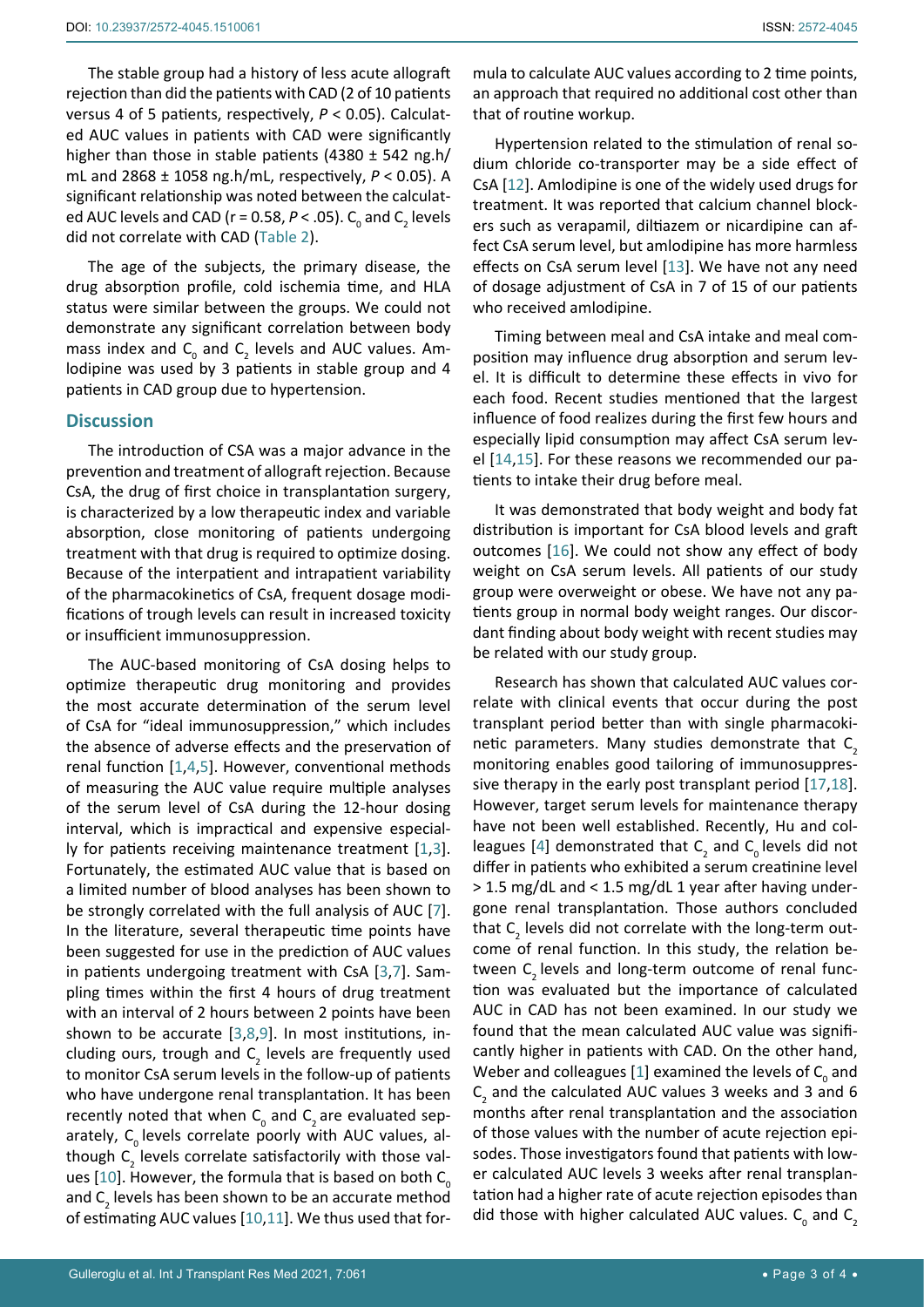The stable group had a history of less acute allograft rejection than did the patients with CAD (2 of 10 patients versus 4 of 5 patients, respectively, $P < 0.05$). Calculated AUC values in patients with CAD were significantly higher than those in stable patients (4380 ± 542 ng.h/mL and 2868 ± 1058 ng.h/mL, respectively, $P < 0.05$). A significant relationship was noted between the calculated AUC levels and CAD ($r = 0.58$, $P < .05$). $C_0$ and $C_2$ levels did not correlate with CAD (Table 2).

The age of the subjects, the primary disease, the drug absorption profile, cold ischemia time, and HLA status were similar between the groups. We could not demonstrate any significant correlation between body mass index and $C_0$ and $C_2$ levels and AUC values. Amlodipine was used by 3 patients in stable group and 4 patients in CAD group due to hypertension.

## Discussion

The introduction of CSA was a major advance in the prevention and treatment of allograft rejection. Because CsA, the drug of first choice in transplantation surgery, is characterized by a low therapeutic index and variable absorption, close monitoring of patients undergoing treatment with that drug is required to optimize dosing. Because of the interpatient and intrapatient variability of the pharmacokinetics of CsA, frequent dosage modifications of trough levels can result in increased toxicity or insufficient immunosuppression.

The AUC-based monitoring of CsA dosing helps to optimize therapeutic drug monitoring and provides the most accurate determination of the serum level of CsA for "ideal immunosuppression," which includes the absence of adverse effects and the preservation of renal function [1,4,5]. However, conventional methods of measuring the AUC value require multiple analyses of the serum level of CsA during the 12-hour dosing interval, which is impractical and expensive especially for patients receiving maintenance treatment [1,3]. Fortunately, the estimated AUC value that is based on a limited number of blood analyses has been shown to be strongly correlated with the full analysis of AUC [7]. In the literature, several therapeutic time points have been suggested for use in the prediction of AUC values in patients undergoing treatment with CsA [3,7]. Sampling times within the first 4 hours of drug treatment with an interval of 2 hours between 2 points have been shown to be accurate [3,8,9]. In most institutions, including ours, trough and $C_2$ levels are frequently used to monitor CsA serum levels in the follow-up of patients who have undergone renal transplantation. It has been recently noted that when $C_0$ and $C_2$ are evaluated separately, $C_0$ levels correlate poorly with AUC values, although $C_2$ levels correlate satisfactorily with those values [10]. However, the formula that is based on both $C_0$ and $C_2$ levels has been shown to be an accurate method of estimating AUC values [10,11]. We thus used that formula to calculate AUC values according to 2 time points, an approach that required no additional cost other than that of routine workup.

Hypertension related to the stimulation of renal sodium chloride co-transporter may be a side effect of CsA [12]. Amlodipine is one of the widely used drugs for treatment. It was reported that calcium channel blockers such as verapamil, diltiazem or nicardipine can affect CsA serum level, but amlodipine has more harmless effects on CsA serum level [13]. We have not any need of dosage adjustment of CsA in 7 of 15 of our patients who received amlodipine.

Timing between meal and CsA intake and meal composition may influence drug absorption and serum level. It is difficult to determine these effects in vivo for each food. Recent studies mentioned that the largest influence of food realizes during the first few hours and especially lipid consumption may affect CsA serum level [14,15]. For these reasons we recommended our patients to intake their drug before meal.

It was demonstrated that body weight and body fat distribution is important for CsA blood levels and graft outcomes [16]. We could not show any effect of body weight on CsA serum levels. All patients of our study group were overweight or obese. We have not any patients group in normal body weight ranges. Our discordant finding about body weight with recent studies may be related with our study group.

Research has shown that calculated AUC values correlate with clinical events that occur during the post transplant period better than with single pharmacokinetic parameters. Many studies demonstrate that $C_2$ monitoring enables good tailoring of immunosuppressive therapy in the early post transplant period [17,18]. However, target serum levels for maintenance therapy have not been well established. Recently, Hu and colleagues [4] demonstrated that $C_2$ and $C_0$ levels did not differ in patients who exhibited a serum creatinine level > 1.5 mg/dL and < 1.5 mg/dL 1 year after having undergone renal transplantation. Those authors concluded that $C_2$ levels did not correlate with the long-term outcome of renal function. In this study, the relation between $C_2$ levels and long-term outcome of renal function was evaluated but the importance of calculated AUC in CAD has not been examined. In our study we found that the mean calculated AUC value was significantly higher in patients with CAD. On the other hand, Weber and colleagues [1] examined the levels of $C_0$ and $C_2$ and the calculated AUC values 3 weeks and 3 and 6 months after renal transplantation and the association of those values with the number of acute rejection episodes. Those investigators found that patients with lower calculated AUC levels 3 weeks after renal transplantation had a higher rate of acute rejection episodes than did those with higher calculated AUC values. $C_0$ and $C_2$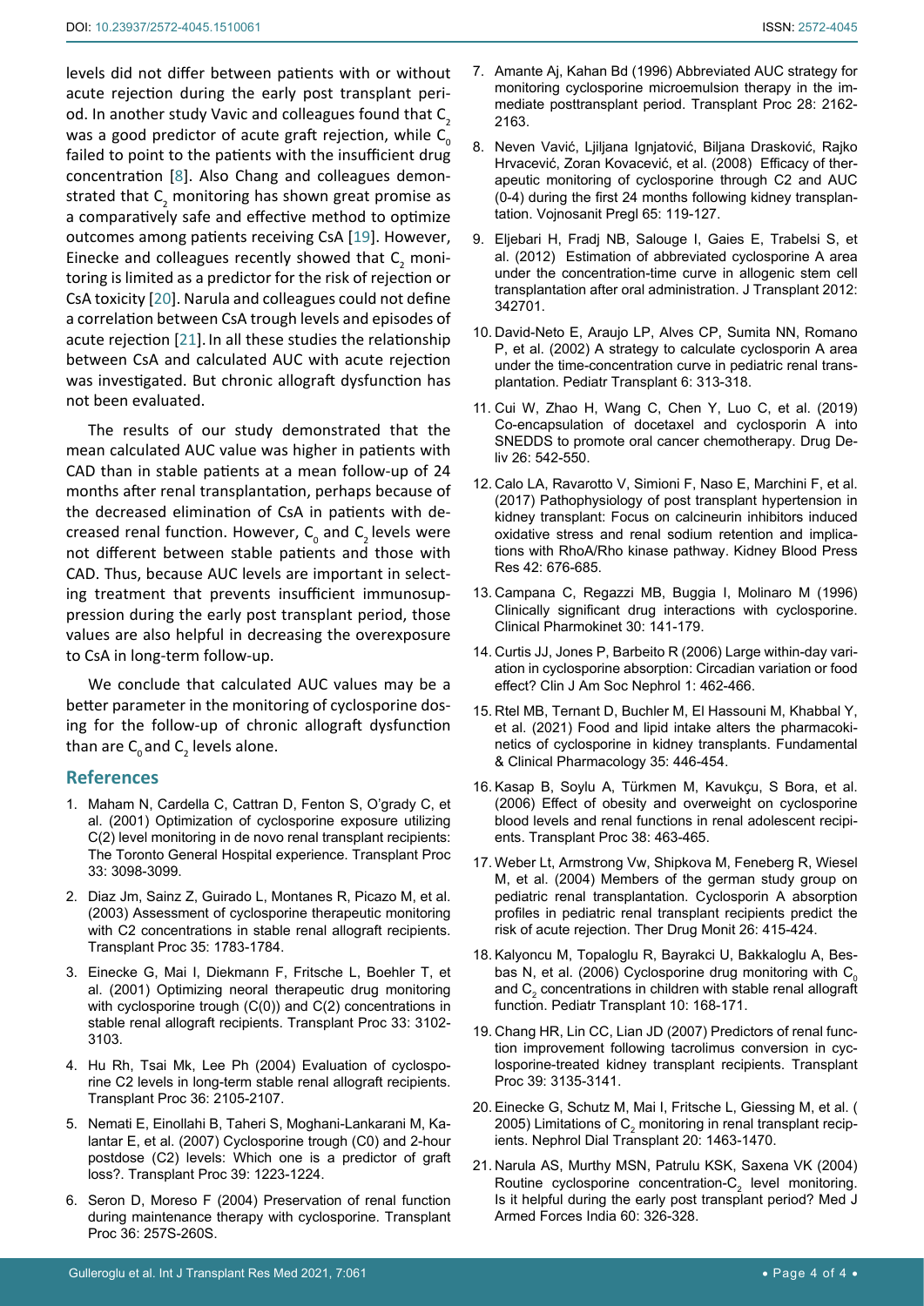levels did not differ between patients with or without acute rejection during the early post transplant period. In another study Vavic and colleagues found that $C_2$ was a good predictor of acute graft rejection, while $C_0$ failed to point to the patients with the insufficient drug concentration [8]. Also Chang and colleagues demonstrated that $C_2$ monitoring has shown great promise as a comparatively safe and effective method to optimize outcomes among patients receiving CsA [19]. However, Einecke and colleagues recently showed that $C_2$ monitoring is limited as a predictor for the risk of rejection or CsA toxicity [20]. Narula and colleagues could not define a correlation between CsA trough levels and episodes of acute rejection [21]. In all these studies the relationship between CsA and calculated AUC with acute rejection was investigated. But chronic allograft dysfunction has not been evaluated.

The results of our study demonstrated that the mean calculated AUC value was higher in patients with CAD than in stable patients at a mean follow-up of 24 months after renal transplantation, perhaps because of the decreased elimination of CsA in patients with decreased renal function. However, $C_0$ and $C_2$ levels were not different between stable patients and those with CAD. Thus, because AUC levels are important in selecting treatment that prevents insufficient immunosuppression during the early post transplant period, those values are also helpful in decreasing the overexposure to CsA in long-term follow-up.

We conclude that calculated AUC values may be a better parameter in the monitoring of cyclosporine dosing for the follow-up of chronic allograft dysfunction than are $C_0$ and $C_2$ levels alone.

## References

1. Maham N, Cardella C, Cattran D, Fenton S, O'grady C, et al. (2001) Optimization of cyclosporine exposure utilizing C(2) level monitoring in de novo renal transplant recipients: The Toronto General Hospital experience. Transplant Proc 33: 3098-3099.
2. Diaz Jm, Sainz Z, Guirado L, Montanes R, Picazo M, et al. (2003) Assessment of cyclosporine therapeutic monitoring with C2 concentrations in stable renal allograft recipients. Transplant Proc 35: 1783-1784.
3. Einecke G, Mai I, Diekmann F, Fritsche L, Boehler T, et al. (2001) Optimizing neoral therapeutic drug monitoring with cyclosporine trough (C(0)) and C(2) concentrations in stable renal allograft recipients. Transplant Proc 33: 3102-3103.
4. Hu Rh, Tsai Mk, Lee Ph (2004) Evaluation of cyclosporine C2 levels in long-term stable renal allograft recipients. Transplant Proc 36: 2105-2107.
5. Nemati E, Einollahi B, Taheri S, Moghani-Lankarani M, Kalantar E, et al. (2007) Cyclosporine trough (C0) and 2-hour postdose (C2) levels: Which one is a predictor of graft loss?. Transplant Proc 39: 1223-1224.
6. Seron D, Moreso F (2004) Preservation of renal function during maintenance therapy with cyclosporine. Transplant Proc 36: 257S-260S.
7. Amante Aj, Kahan Bd (1996) Abbreviated AUC strategy for monitoring cyclosporine microemulsion therapy in the immediate posttransplant period. Transplant Proc 28: 2162-2163.
8. Neven Vavić, Ljiljana Ignjatović, Biljana Drasković, Rajko Hrvacević, Zoran Kovacević, et al. (2008) Efficacy of therapeutic monitoring of cyclosporine through C2 and AUC (0-4) during the first 24 months following kidney transplantation. Vojnosanit Pregl 65: 119-127.
9. Eljebari H, Fradj NB, Salouge I, Gaies E, Trabelsi S, et al. (2012) Estimation of abbreviated cyclosporine A area under the concentration-time curve in allogenic stem cell transplantation after oral administration. J Transplant 2012: 342701.
10. David-Neto E, Araujo LP, Alves CP, Sumita NN, Romano P, et al. (2002) A strategy to calculate cyclosporin A area under the time-concentration curve in pediatric renal transplantation. Pediatr Transplant 6: 313-318.
11. Cui W, Zhao H, Wang C, Chen Y, Luo C, et al. (2019) Co-encapsulation of docetaxel and cyclosporin A into SNEDDS to promote oral cancer chemotherapy. Drug Deliv 26: 542-550.
12. Calo LA, Ravarotto V, Simioni F, Naso E, Marchini F, et al. (2017) Pathophysiology of post transplant hypertension in kidney transplant: Focus on calcineurin inhibitors induced oxidative stress and renal sodium retention and implications with RhoA/Rho kinase pathway. Kidney Blood Press Res 42: 676-685.
13. Campana C, Regazzi MB, Buggia I, Molinaro M (1996) Clinically significant drug interactions with cyclosporine. Clinical Pharmokinet 30: 141-179.
14. Curtis JJ, Jones P, Barbeito R (2006) Large within-day variation in cyclosporine absorption: Circadian variation or food effect? Clin J Am Soc Nephrol 1: 462-466.
15. Rtel MB, Ternant D, Buchler M, El Hassouni M, Khabbal Y, et al. (2021) Food and lipid intake alters the pharmacokinetics of cyclosporine in kidney transplants. Fundamental & Clinical Pharmacology 35: 446-454.
16. Kasap B, Soylu A, Türkmen M, Kavukçu, S Bora, et al. (2006) Effect of obesity and overweight on cyclosporine blood levels and renal functions in renal adolescent recipients. Transplant Proc 38: 463-465.
17. Weber Lt, Armstrong Vw, Shipkova M, Feneberg R, Wiesel M, et al. (2004) Members of the german study group on pediatric renal transplantation. Cyclosporin A absorption profiles in pediatric renal transplant recipients predict the risk of acute rejection. Ther Drug Monit 26: 415-424.
18. Kalyoncu M, Topaloglu R, Bayrakci U, Bakkaloglu A, Besbas N, et al. (2006) Cyclosporine drug monitoring with $C_0$ and $C_2$ concentrations in children with stable renal allograft function. Pediatr Transplant 10: 168-171.
19. Chang HR, Lin CC, Lian JD (2007) Predictors of renal function improvement following tacrolimus conversion in cyclosporine-treated kidney transplant recipients. Transplant Proc 39: 3135-3141.
20. Einecke G, Schutz M, Mai I, Fritsche L, Giessing M, et al. ( 2005) Limitations of $C_2$ monitoring in renal transplant recipients. Nephrol Dial Transplant 20: 1463-1470.
21. Narula AS, Murthy MSN, Patrulu KSK, Saxena VK (2004) Routine cyclosporine concentration-$C_2$ level monitoring. Is it helpful during the early post transplant period? Med J Armed Forces India 60: 326-328.